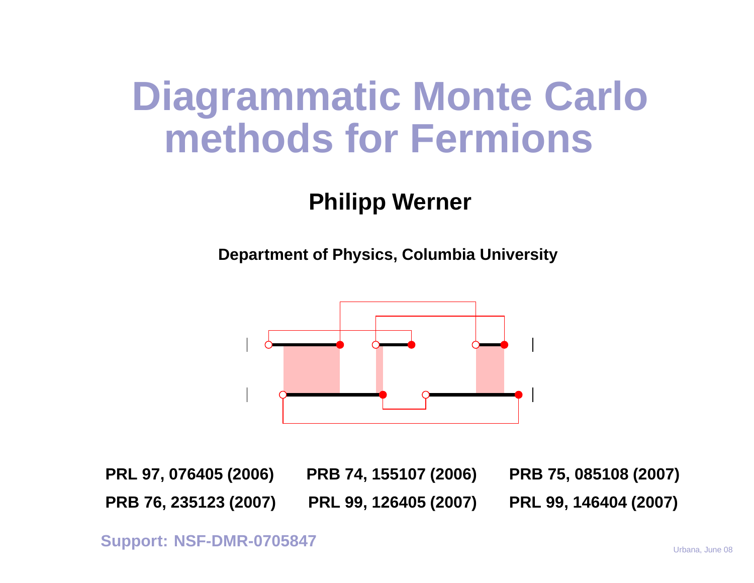# Diagrammatic Monte Carlo methods for Fermions

**Philipp Werner**

**Department of Physics, Columbia University**

**PRL 97, 076405 (2006)** **PRB 74, 155107 (2006)** **PRB 75, 085108 (2007)**

**PRB 76, 235123 (2007)** **PRL 99, 126405 (2007)** **PRL 99, 146404 (2007)**

**Support: NSF-DMR-0705847**

Urbana, June 08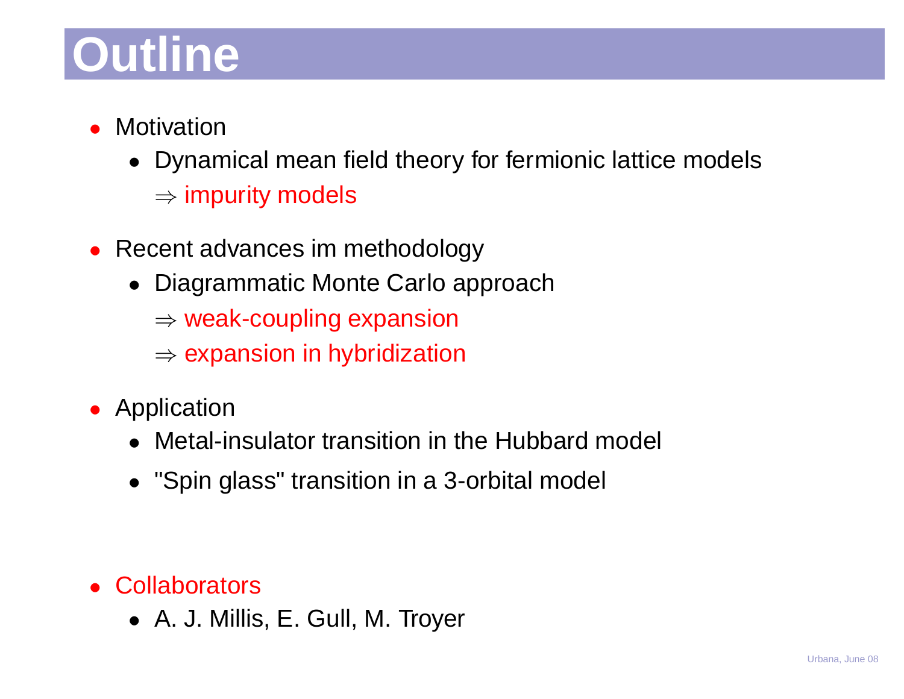# Outline

- Motivation
  - Dynamical mean field theory for fermionic lattice models

    $\Rightarrow$ impurity models
- Recent advances im methodology
  - Diagrammatic Monte Carlo approach

    $\Rightarrow$ weak-coupling expansion

    $\Rightarrow$ expansion in hybridization
- Application
  - Metal-insulator transition in the Hubbard model
  - "Spin glass" transition in a 3-orbital model
- Collaborators
  - A. J. Millis, E. Gull, M. Troyer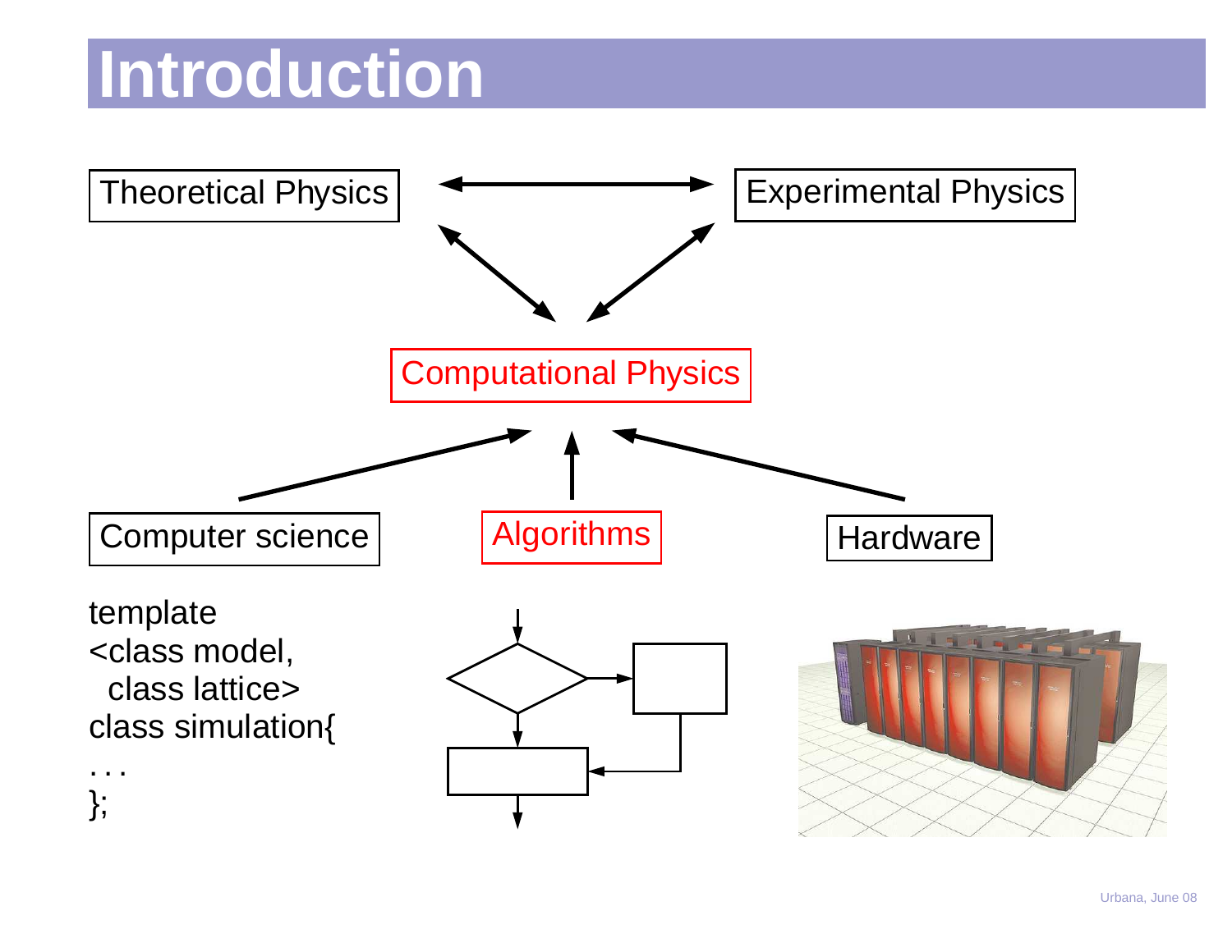# Introduction

Theoretical Physics

Experimental Physics

Computational Physics

Computer science

Algorithms

Hardware

```
template
<class model,
  class lattice>
class simulation{
...
};
```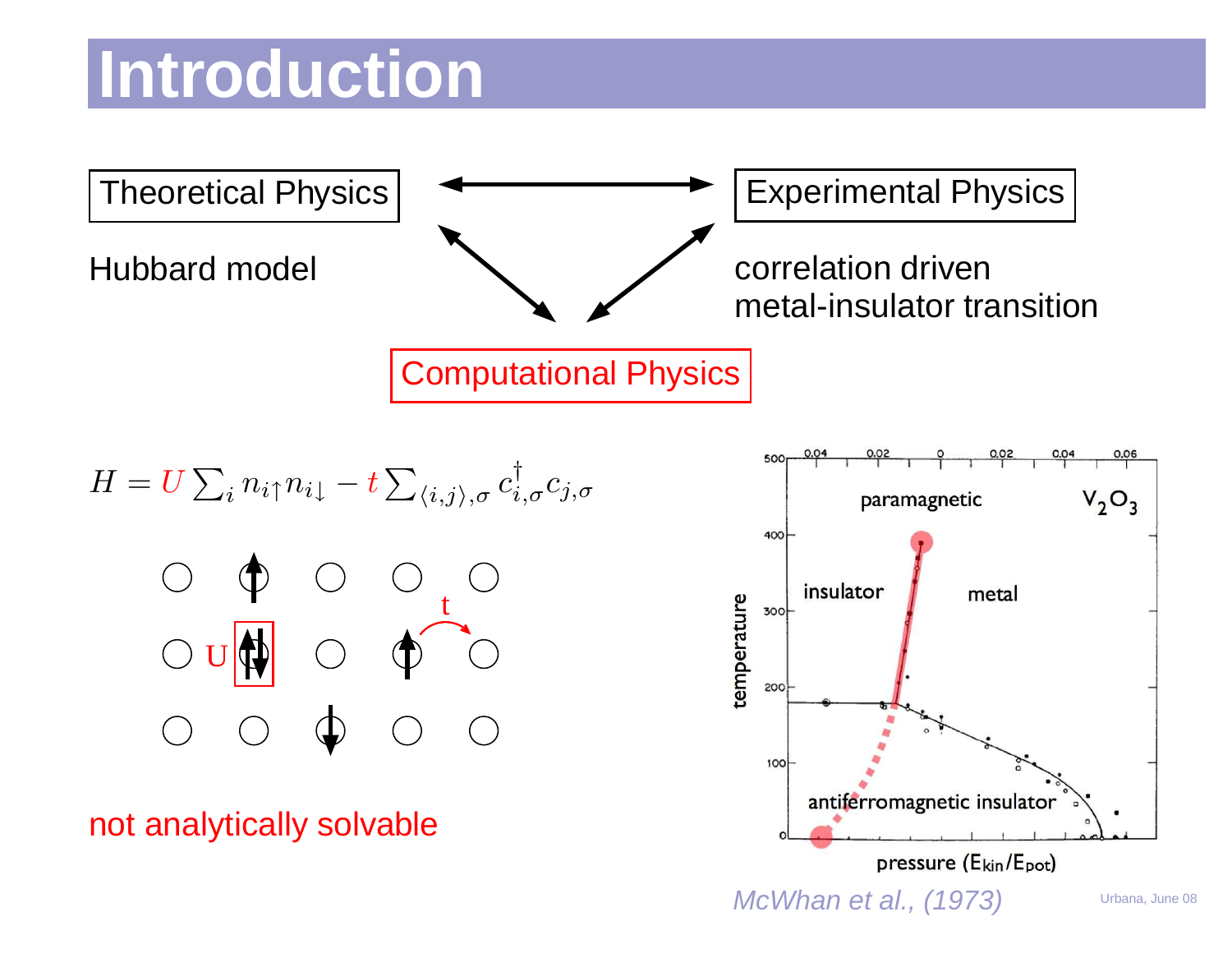# Introduction

Theoretical Physics ↔ Experimental Physics

Hubbard model

correlation driven metal-insulator transition

Computational Physics

$$H = U \sum_i n_{i\uparrow} n_{i\downarrow} - t \sum_{\langle i,j \rangle, \sigma} c^{\dagger}_{i,\sigma} c_{j,\sigma}$$

not analytically solvable

*McWhan et al., (1973)*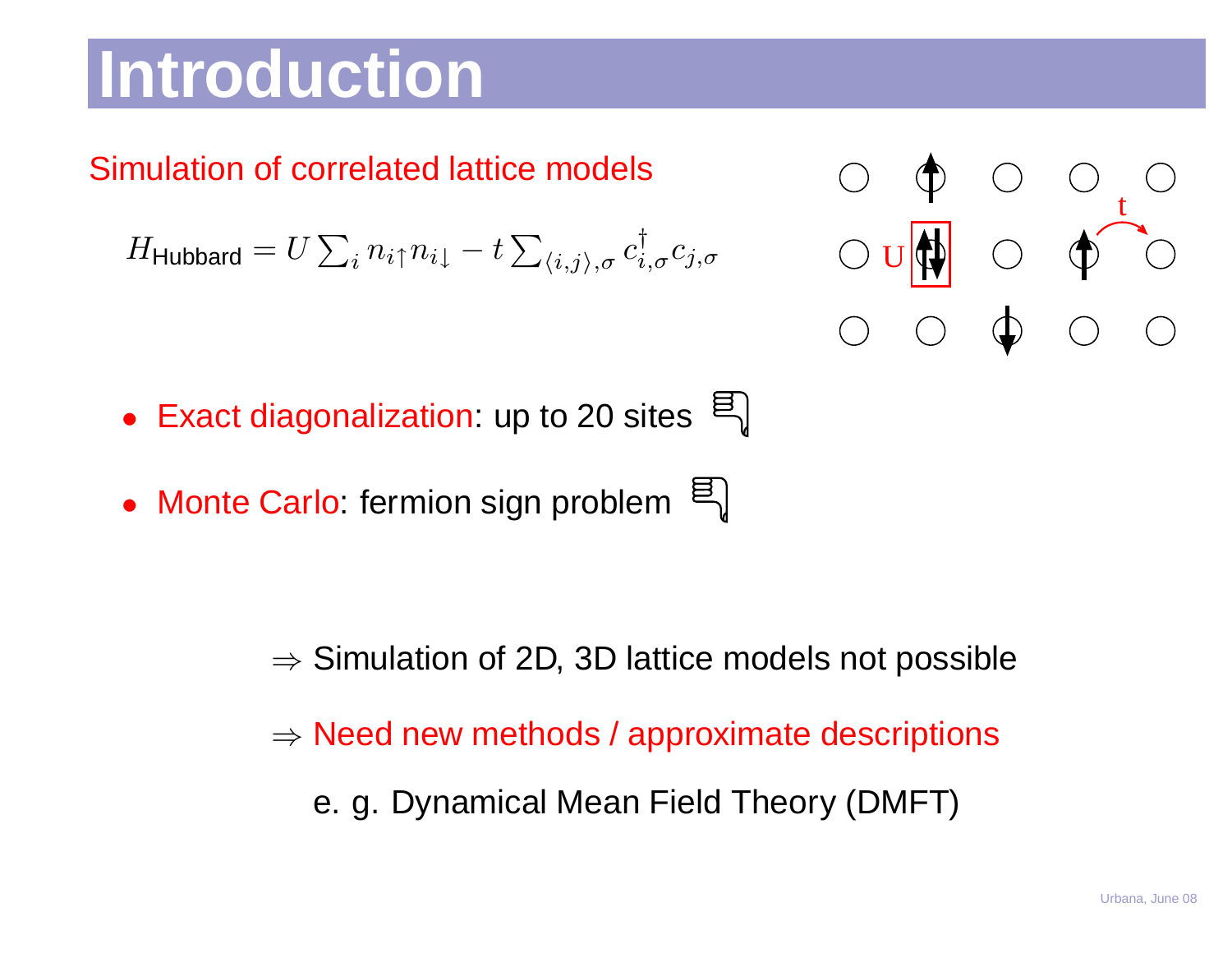# Introduction

Simulation of correlated lattice models

$$H_{\text{Hubbard}} = U \sum_i n_{i\uparrow} n_{i\downarrow} - t \sum_{\langle i,j \rangle,\sigma} c^\dagger_{i,\sigma} c_{j,\sigma}$$

- Exact diagonalization: up to 20 sites
- Monte Carlo: fermion sign problem

$\Rightarrow$ Simulation of 2D, 3D lattice models not possible

$\Rightarrow$ Need new methods / approximate descriptions

e. g. Dynamical Mean Field Theory (DMFT)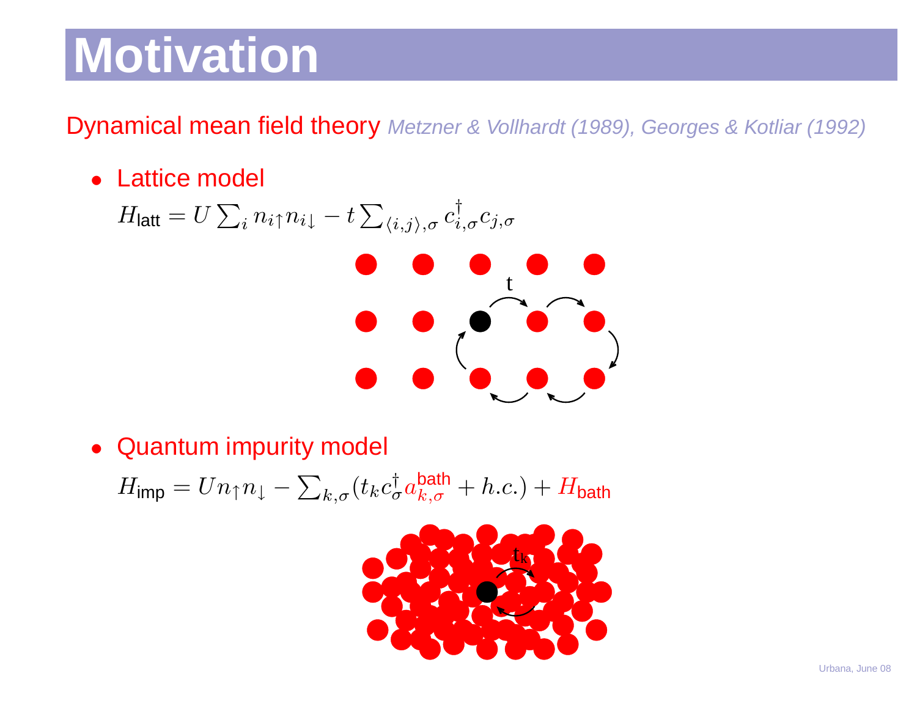# Motivation

Dynamical mean field theory *Metzner & Vollhardt (1989), Georges & Kotliar (1992)*

- Lattice model

  $H_{\text{latt}} = U \sum_i n_{i\uparrow} n_{i\downarrow} - t \sum_{\langle i,j \rangle, \sigma} c^\dagger_{i,\sigma} c_{j,\sigma}$

- Quantum impurity model

  $H_{\text{imp}} = U n_\uparrow n_\downarrow - \sum_{k,\sigma} (t_k c^\dagger_\sigma a^{\text{bath}}_{k,\sigma} + h.c.) + H_{\text{bath}}$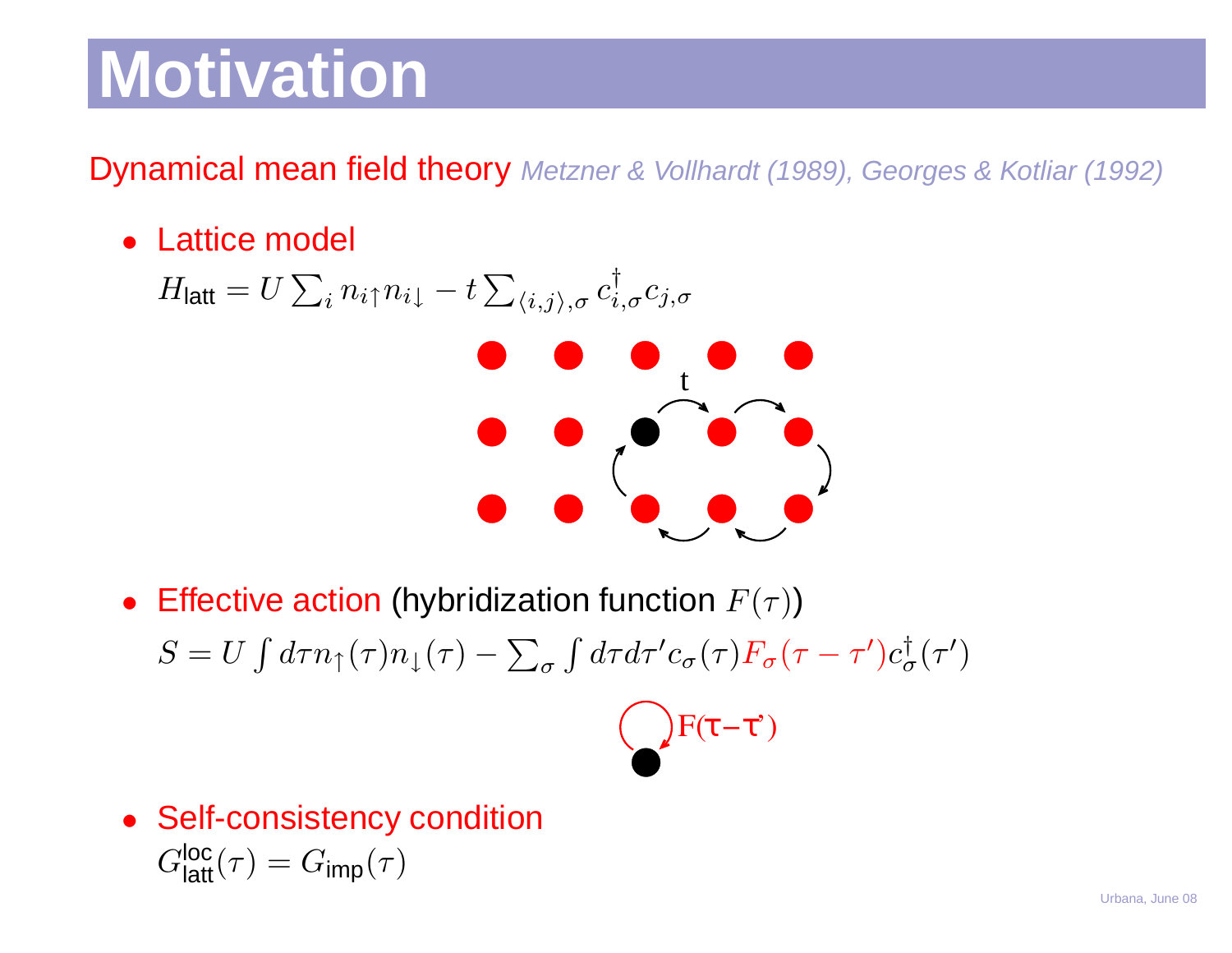# Motivation

Dynamical mean field theory *Metzner & Vollhardt (1989), Georges & Kotliar (1992)*

- Lattice model

  $H_{\text{latt}} = U \sum_i n_{i\uparrow} n_{i\downarrow} - t \sum_{\langle i,j \rangle, \sigma} c^\dagger_{i,\sigma} c_{j,\sigma}$

- Effective action (hybridization function $F(\tau)$)

  $S = U \int d\tau n_\uparrow(\tau) n_\downarrow(\tau) - \sum_\sigma \int d\tau d\tau' c_\sigma(\tau) F_\sigma(\tau - \tau') c^\dagger_\sigma(\tau')$

- Self-consistency condition

  $G^{\text{loc}}_{\text{latt}}(\tau) = G_{\text{imp}}(\tau)$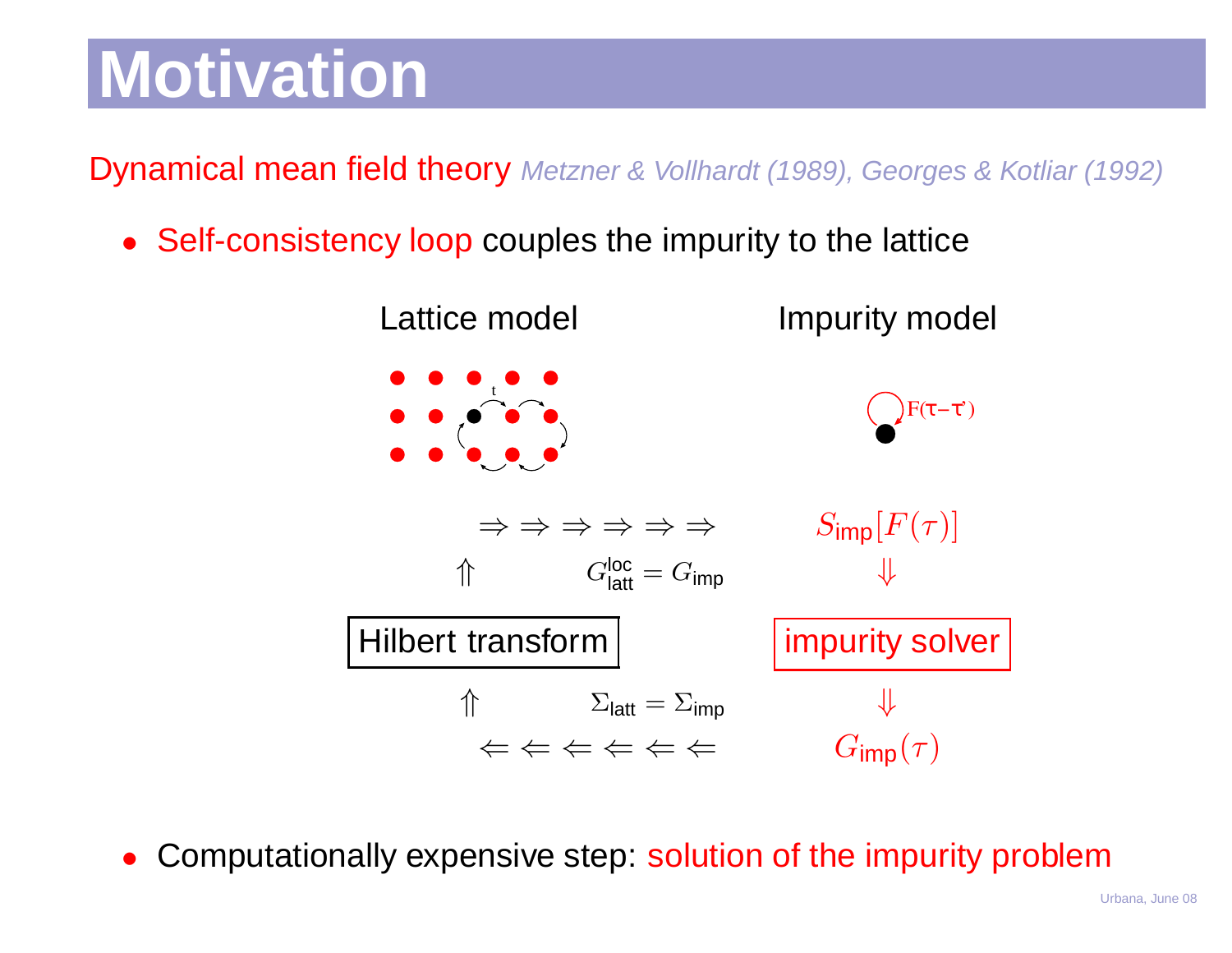# Motivation

Dynamical mean field theory *Metzner & Vollhardt (1989), Georges & Kotliar (1992)*

- Self-consistency loop couples the impurity to the lattice

Lattice model — Impurity model

$F(\tau-\tau')$

$\Rightarrow \Rightarrow \Rightarrow \Rightarrow \Rightarrow \Rightarrow$ $S_{\text{imp}}[F(\tau)]$

$\Uparrow$ $G^{\text{loc}}_{\text{latt}} = G_{\text{imp}}$ $\Downarrow$

Hilbert transform — impurity solver

$\Uparrow$ $\Sigma_{\text{latt}} = \Sigma_{\text{imp}}$ $\Downarrow$

$\Leftarrow \Leftarrow \Leftarrow \Leftarrow \Leftarrow \Leftarrow$ $G_{\text{imp}}(\tau)$

- Computationally expensive step: solution of the impurity problem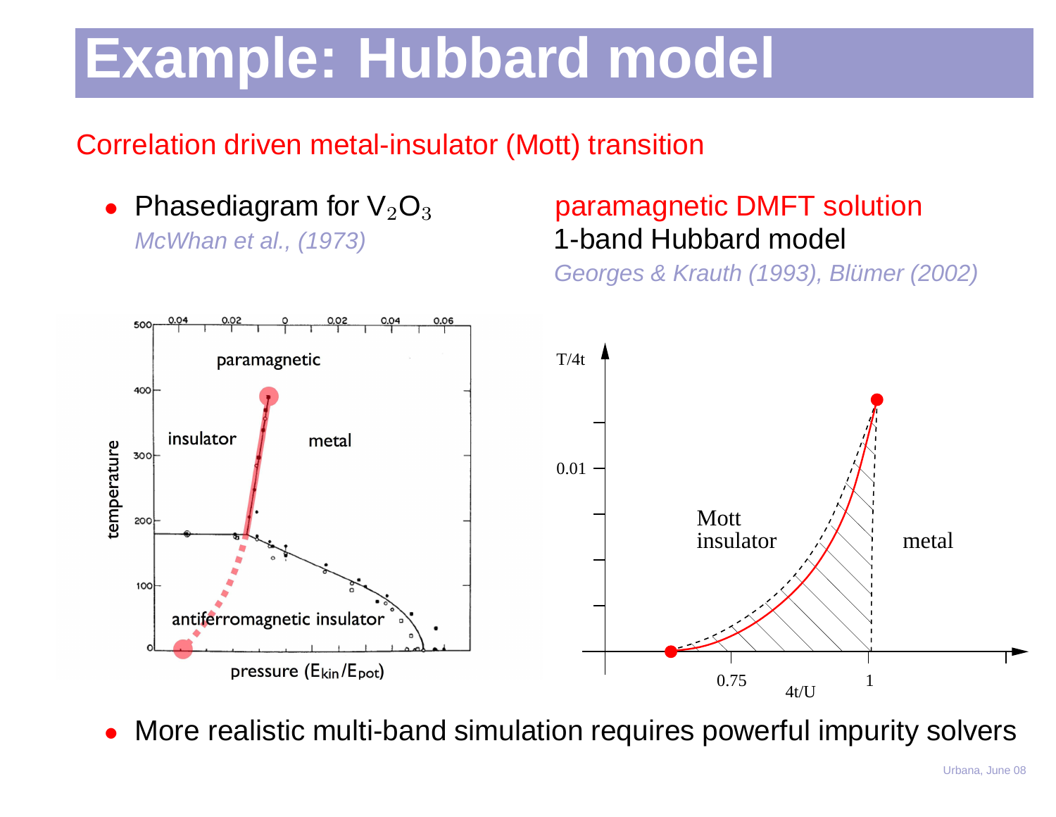# Example: Hubbard model

Correlation driven metal-insulator (Mott) transition

- Phasediagram for $V_2O_3$
  *McWhan et al., (1973)*

paramagnetic DMFT solution
1-band Hubbard model
*Georges & Krauth (1993), Blümer (2002)*

- More realistic multi-band simulation requires powerful impurity solvers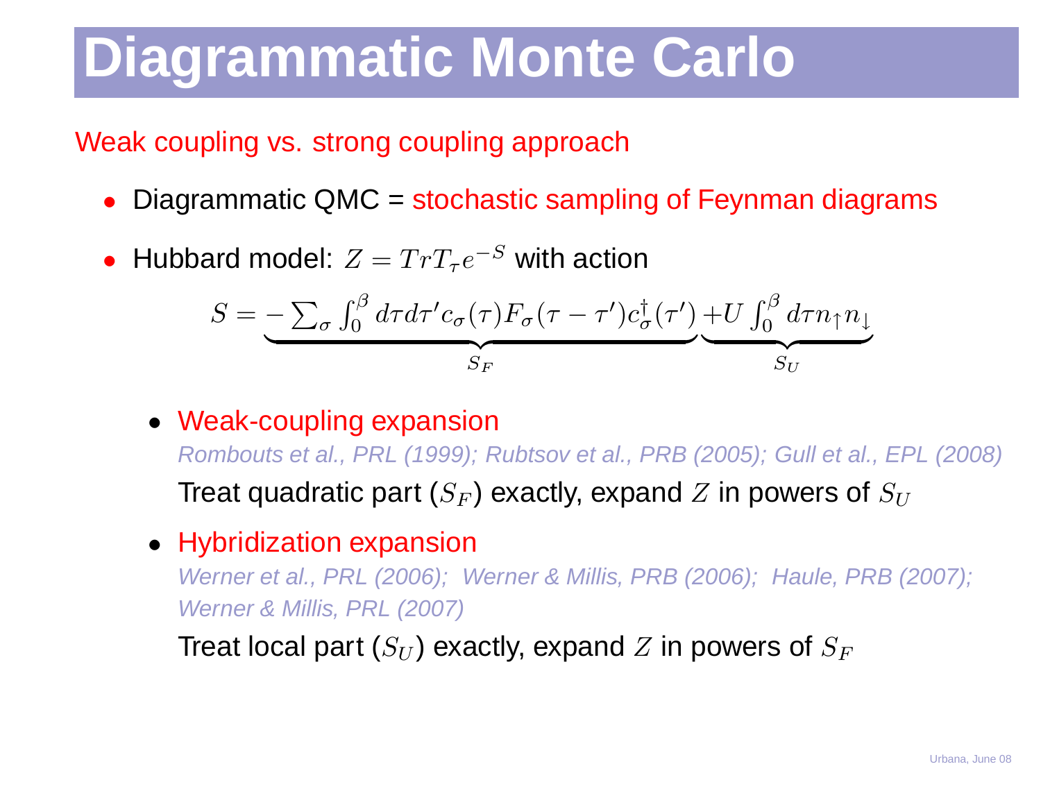# Diagrammatic Monte Carlo

Weak coupling vs. strong coupling approach

- Diagrammatic QMC = stochastic sampling of Feynman diagrams
- Hubbard model: $Z = Tr T_\tau e^{-S}$ with action

$$S = \underbrace{-\sum_\sigma \int_0^\beta d\tau d\tau' c_\sigma(\tau) F_\sigma(\tau - \tau') c_\sigma^\dagger(\tau')}_{S_F} \underbrace{+U \int_0^\beta d\tau n_\uparrow n_\downarrow}_{S_U}$$

  - Weak-coupling expansion

    *Rombouts et al., PRL (1999); Rubtsov et al., PRB (2005); Gull et al., EPL (2008)*

    Treat quadratic part ($S_F$) exactly, expand $Z$ in powers of $S_U$

  - Hybridization expansion

    *Werner et al., PRL (2006); Werner & Millis, PRB (2006); Haule, PRB (2007); Werner & Millis, PRL (2007)*

    Treat local part ($S_U$) exactly, expand $Z$ in powers of $S_F$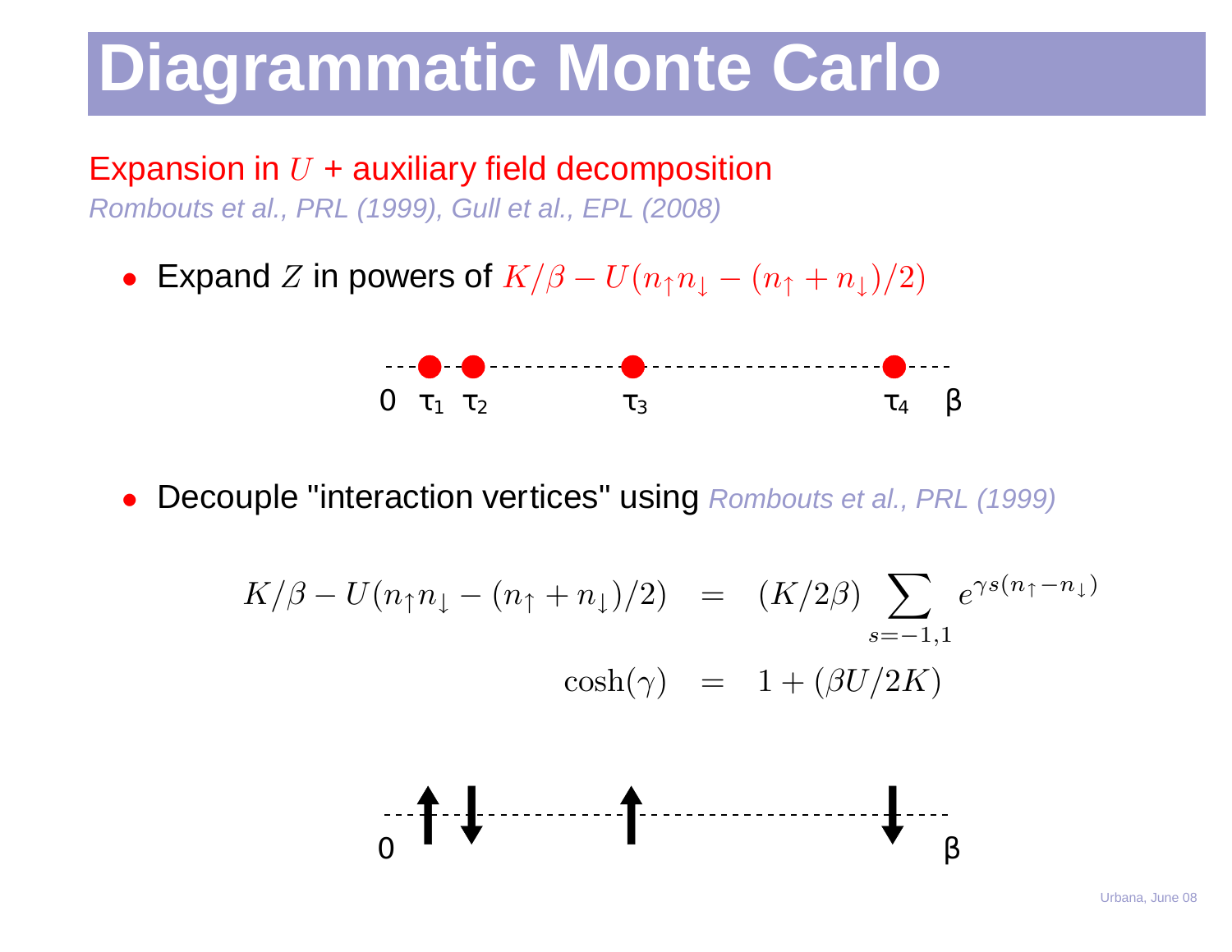# Diagrammatic Monte Carlo

Expansion in $U$ + auxiliary field decomposition

*Rombouts et al., PRL (1999), Gull et al., EPL (2008)*

- Expand $Z$ in powers of $K/\beta - U(n_\uparrow n_\downarrow - (n_\uparrow + n_\downarrow)/2)$

0 $\tau_1$ $\tau_2$ $\tau_3$ $\tau_4$ $\beta$

- Decouple "interaction vertices" using *Rombouts et al., PRL (1999)*

$$
\begin{aligned}
K/\beta - U(n_\uparrow n_\downarrow - (n_\uparrow + n_\downarrow)/2) &= (K/2\beta) \sum_{s=-1,1} e^{\gamma s(n_\uparrow - n_\downarrow)} \\
\cosh(\gamma) &= 1 + (\beta U/2K)
\end{aligned}
$$

0 $\beta$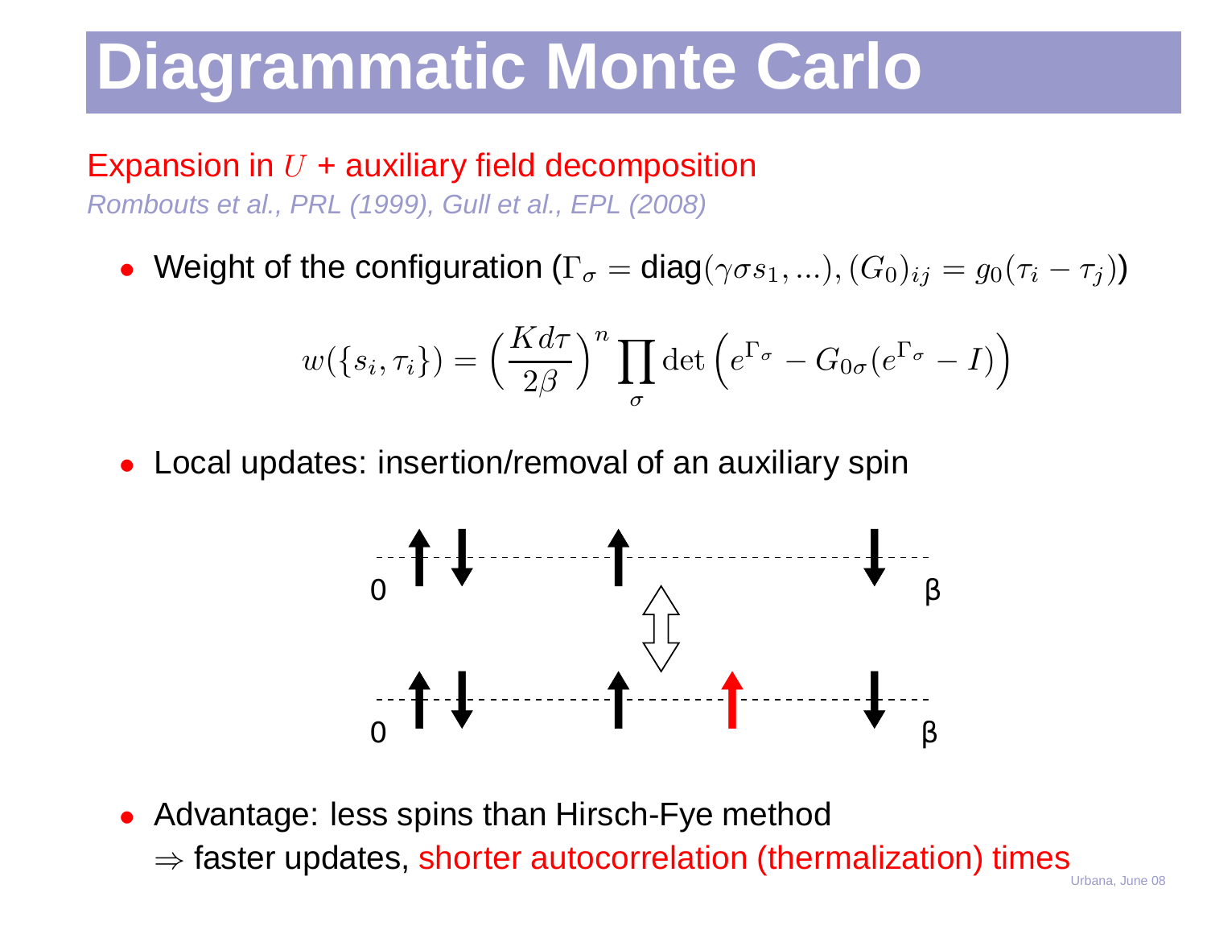# Diagrammatic Monte Carlo

Expansion in $U$ + auxiliary field decomposition

*Rombouts et al., PRL (1999), Gull et al., EPL (2008)*

- Weight of the configuration ($\Gamma_\sigma = \text{diag}(\gamma\sigma s_1, ...), (G_0)_{ij} = g_0(\tau_i - \tau_j)$)

$$w(\{s_i, \tau_i\}) = \Big(\frac{K d\tau}{2\beta}\Big)^n \prod_\sigma \det\Big(e^{\Gamma_\sigma} - G_{0\sigma}(e^{\Gamma_\sigma} - I)\Big)$$

- Local updates: insertion/removal of an auxiliary spin

- Advantage: less spins than Hirsch-Fye method
  $\Rightarrow$ faster updates, shorter autocorrelation (thermalization) times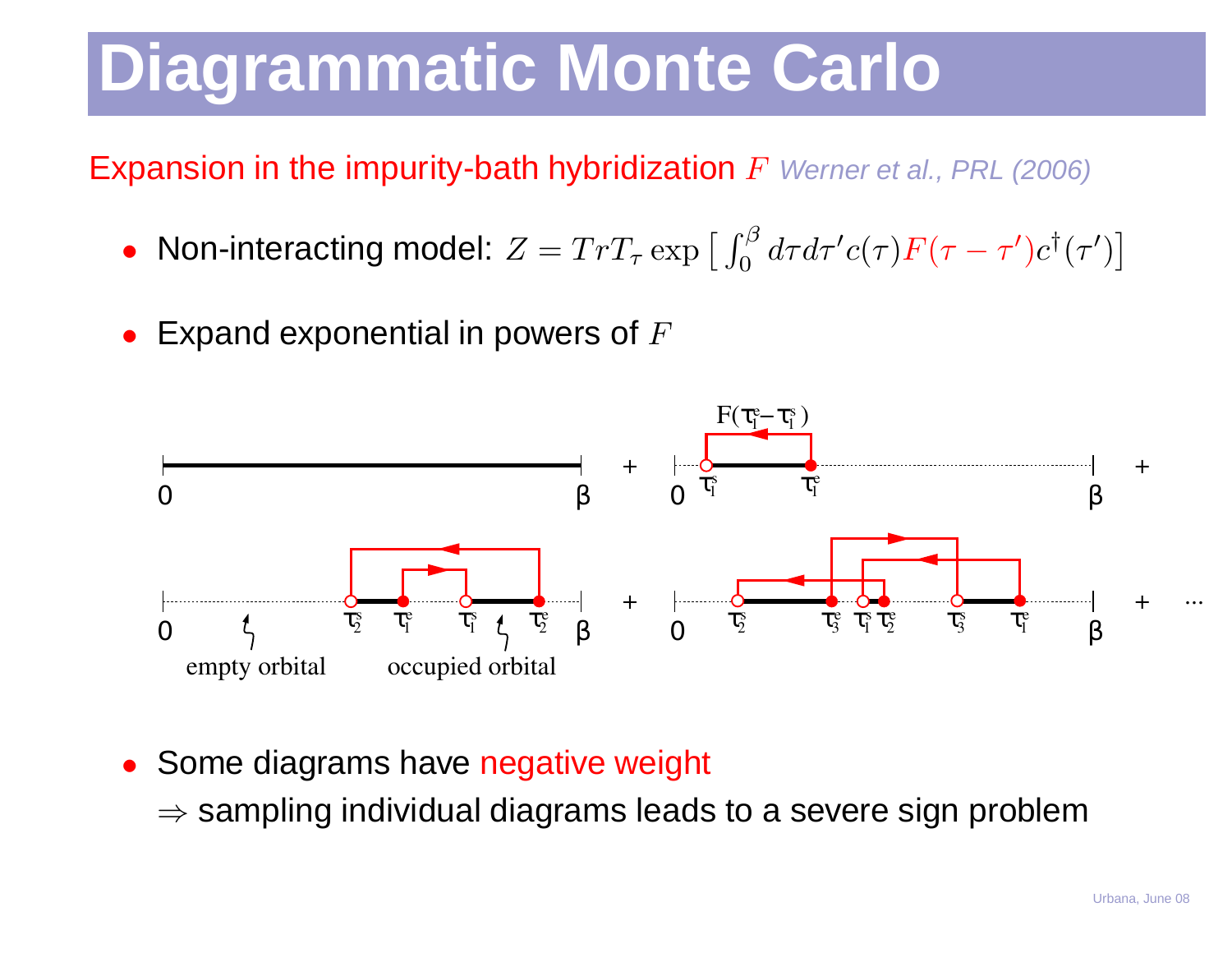# Diagrammatic Monte Carlo

Expansion in the impurity-bath hybridization $F$ *Werner et al., PRL (2006)*

- Non-interacting model: $Z = TrT_\tau \exp\left[\int_0^\beta d\tau d\tau' c(\tau) F(\tau - \tau') c^\dagger(\tau')\right]$

- Expand exponential in powers of $F$

- Some diagrams have negative weight

  $\Rightarrow$ sampling individual diagrams leads to a severe sign problem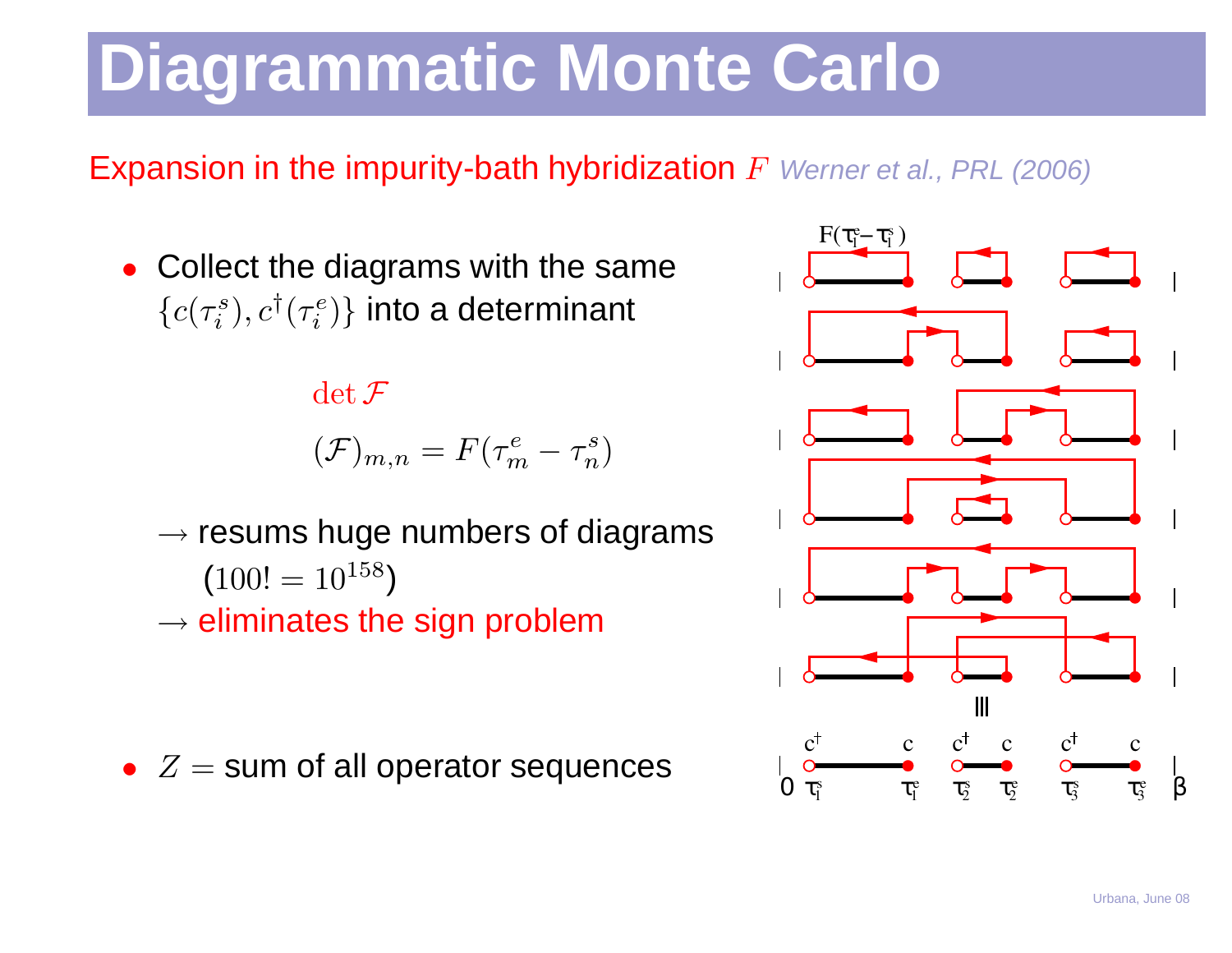# Diagrammatic Monte Carlo

Expansion in the impurity-bath hybridization $F$ *Werner et al., PRL (2006)*

- Collect the diagrams with the same $\{c(\tau_i^s), c^\dagger(\tau_i^e)\}$ into a determinant

$$\det \mathcal{F}$$

$$(\mathcal{F})_{m,n} = F(\tau_m^e - \tau_n^s)$$

$\rightarrow$ resums huge numbers of diagrams ($100! = 10^{158}$)

$\rightarrow$ eliminates the sign problem

- $Z =$ sum of all operator sequences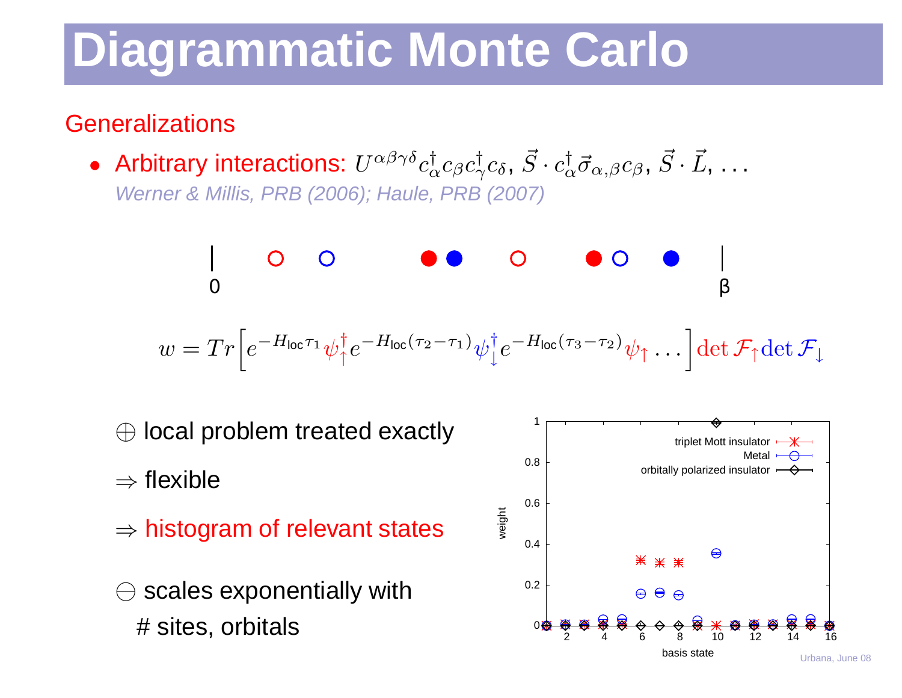# Diagrammatic Monte Carlo

## Generalizations

- Arbitrary interactions: $U^{\alpha\beta\gamma\delta} c^\dagger_\alpha c_\beta c^\dagger_\gamma c_\delta$, $\vec{S} \cdot c^\dagger_\alpha \vec{\sigma}_{\alpha,\beta} c_\beta$, $\vec{S} \cdot \vec{L}$, ...

  *Werner & Millis, PRB (2006); Haule, PRB (2007)*

$$w = Tr\Big[e^{-H_{\rm loc}\tau_1} \psi^\dagger_\uparrow e^{-H_{\rm loc}(\tau_2-\tau_1)} \psi^\dagger_\downarrow e^{-H_{\rm loc}(\tau_3-\tau_2)} \psi_\uparrow \ldots \Big] \det \mathcal{F}_\uparrow \det \mathcal{F}_\downarrow$$

$\oplus$ local problem treated exactly

$\Rightarrow$ flexible

$\Rightarrow$ histogram of relevant states

$\ominus$ scales exponentially with # sites, orbitals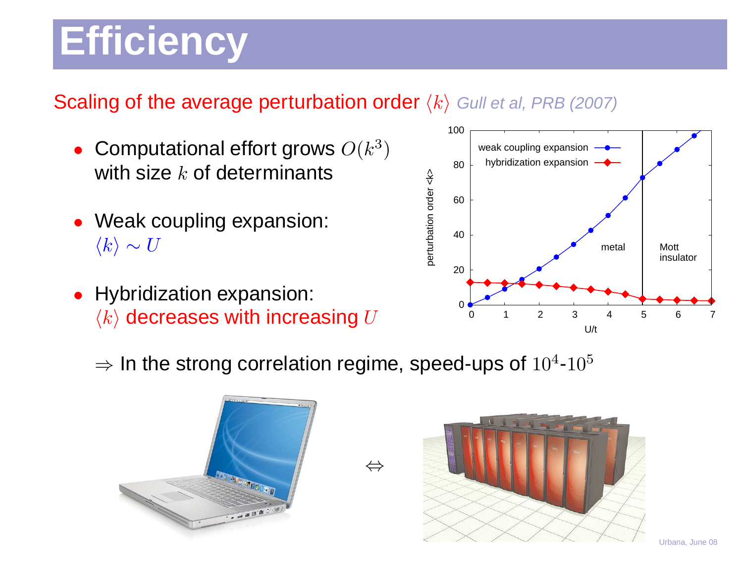# Efficiency

Scaling of the average perturbation order $\langle k \rangle$ *Gull et al, PRB (2007)*

- Computational effort grows $O(k^3)$ with size $k$ of determinants
- Weak coupling expansion: $\langle k \rangle \sim U$
- Hybridization expansion: $\langle k \rangle$ decreases with increasing $U$

$\Rightarrow$ In the strong correlation regime, speed-ups of $10^4$-$10^5$

$\Leftrightarrow$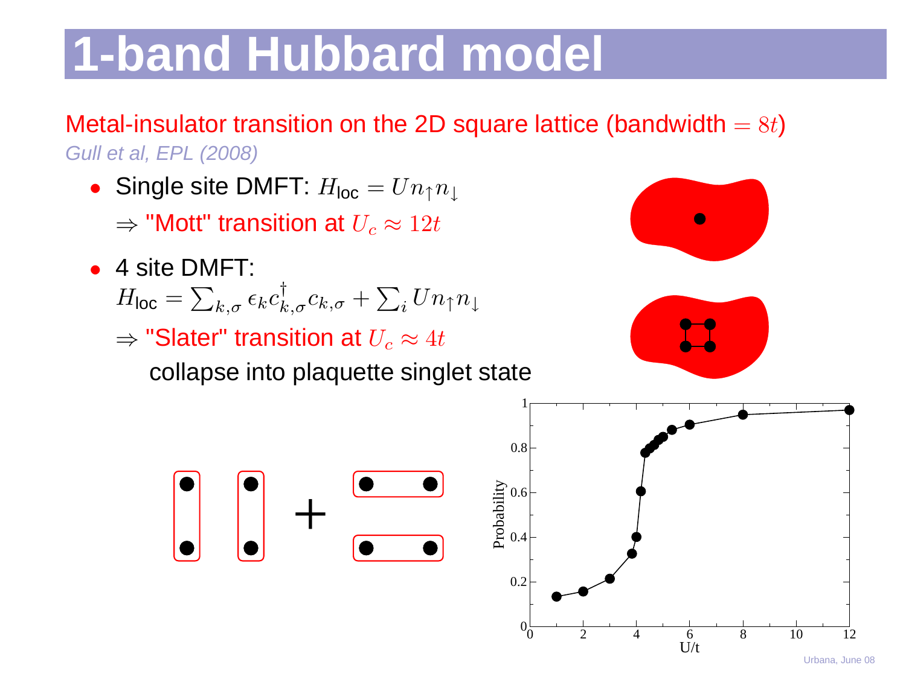# 1-band Hubbard model

Metal-insulator transition on the 2D square lattice (bandwidth $= 8t$)

*Gull et al, EPL (2008)*

- Single site DMFT: $H_{\text{loc}} = U n_\uparrow n_\downarrow$

  $\Rightarrow$ "Mott" transition at $U_c \approx 12t$

- 4 site DMFT:

  $H_{\text{loc}} = \sum_{k,\sigma} \epsilon_k c^\dagger_{k,\sigma} c_{k,\sigma} + \sum_i U n_\uparrow n_\downarrow$

  $\Rightarrow$ "Slater" transition at $U_c \approx 4t$

  collapse into plaquette singlet state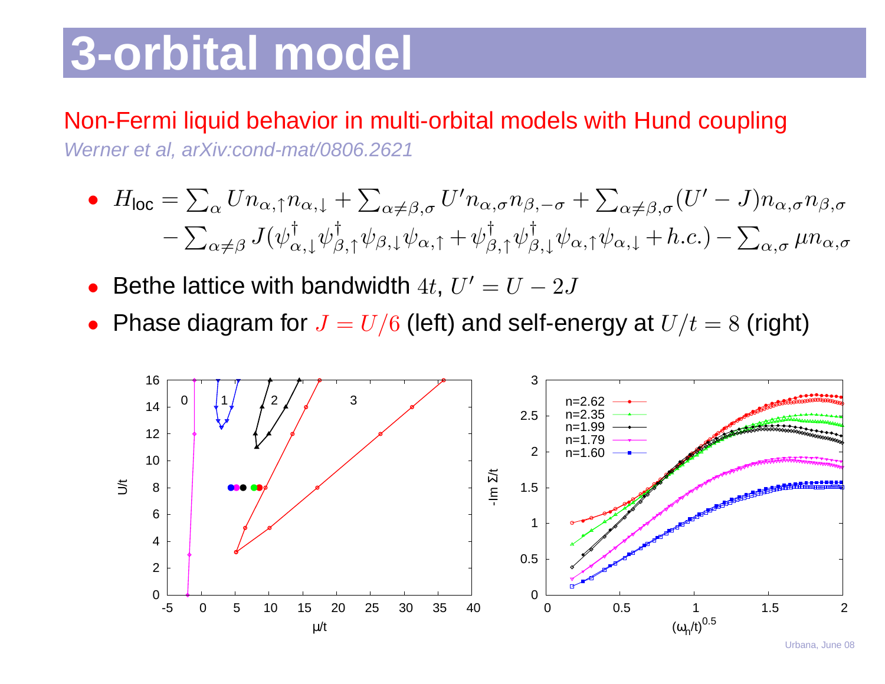# 3-orbital model

Non-Fermi liquid behavior in multi-orbital models with Hund coupling

*Werner et al, arXiv:cond-mat/0806.2621*

- $H_{\text{loc}} = \sum_\alpha U n_{\alpha,\uparrow} n_{\alpha,\downarrow} + \sum_{\alpha \neq \beta,\sigma} U' n_{\alpha,\sigma} n_{\beta,-\sigma} + \sum_{\alpha\neq\beta,\sigma}(U'-J) n_{\alpha,\sigma} n_{\beta,\sigma}$
  $- \sum_{\alpha\neq\beta} J(\psi^\dagger_{\alpha,\downarrow}\psi^\dagger_{\beta,\uparrow}\psi_{\beta,\downarrow}\psi_{\alpha,\uparrow} + \psi^\dagger_{\beta,\uparrow}\psi^\dagger_{\beta,\downarrow}\psi_{\alpha,\uparrow}\psi_{\alpha,\downarrow} + h.c.) - \sum_{\alpha,\sigma} \mu n_{\alpha,\sigma}$
- Bethe lattice with bandwidth $4t$, $U' = U - 2J$
- Phase diagram for $J = U/6$ (left) and self-energy at $U/t = 8$ (right)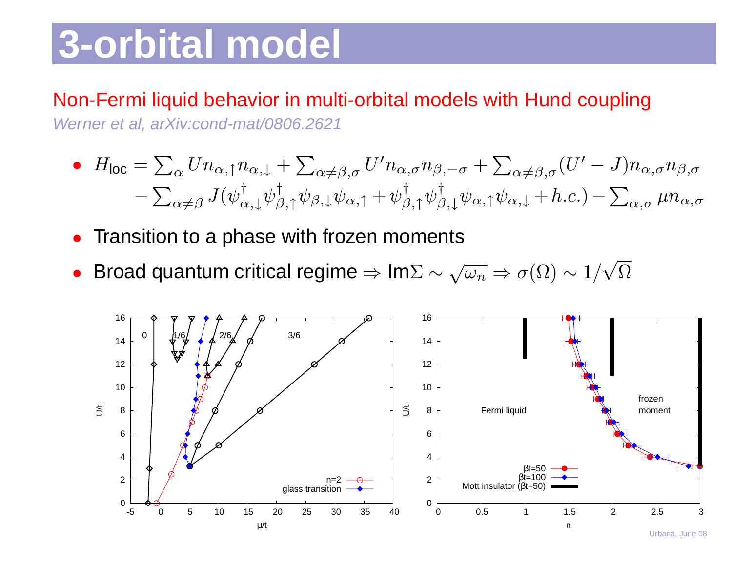# 3-orbital model

Non-Fermi liquid behavior in multi-orbital models with Hund coupling

*Werner et al, arXiv:cond-mat/0806.2621*

- $H_{\text{loc}} = \sum_{\alpha} U n_{\alpha,\uparrow} n_{\alpha,\downarrow} + \sum_{\alpha \neq \beta, \sigma} U' n_{\alpha,\sigma} n_{\beta,-\sigma} + \sum_{\alpha \neq \beta, \sigma} (U' - J) n_{\alpha,\sigma} n_{\beta,\sigma}$
  $- \sum_{\alpha \neq \beta} J(\psi^{\dagger}_{\alpha,\downarrow} \psi^{\dagger}_{\beta,\uparrow} \psi_{\beta,\downarrow} \psi_{\alpha,\uparrow} + \psi^{\dagger}_{\beta,\uparrow} \psi^{\dagger}_{\beta,\downarrow} \psi_{\alpha,\uparrow} \psi_{\alpha,\downarrow} + h.c.) - \sum_{\alpha,\sigma} \mu n_{\alpha,\sigma}$
- Transition to a phase with frozen moments
- Broad quantum critical regime $\Rightarrow$ Im$\Sigma \sim \sqrt{\omega_n} \Rightarrow \sigma(\Omega) \sim 1/\sqrt{\Omega}$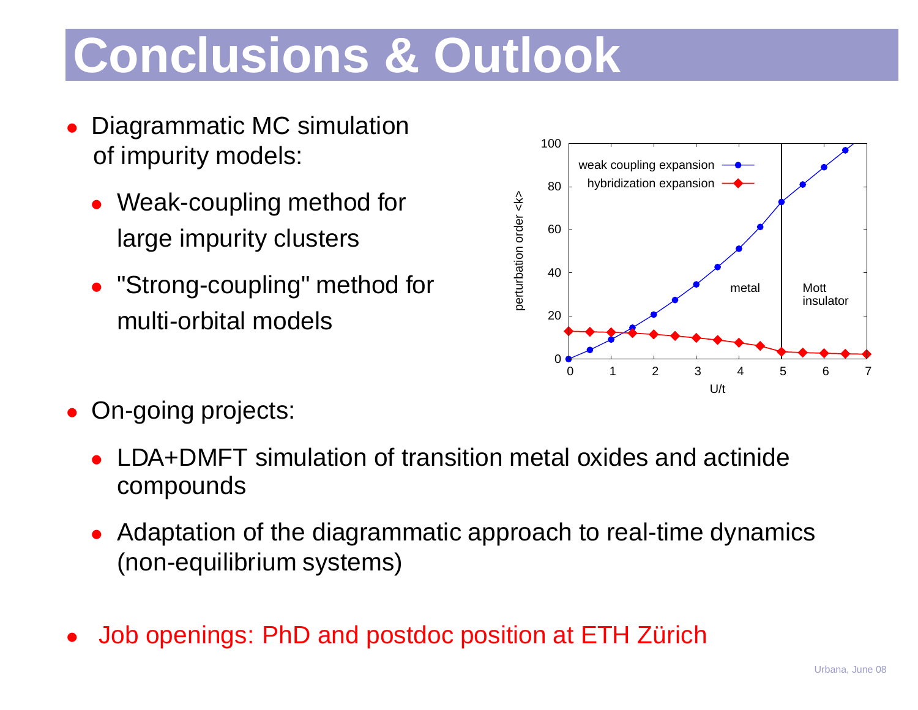# Conclusions & Outlook

- Diagrammatic MC simulation of impurity models:
  - Weak-coupling method for large impurity clusters
  - "Strong-coupling" method for multi-orbital models

100
80
60
40
20
0
perturbation order <k>
0 1 2 3 4 5 6 7
U/t
weak coupling expansion
hybridization expansion
metal
Mott insulator

- On-going projects:
  - LDA+DMFT simulation of transition metal oxides and actinide compounds
  - Adaptation of the diagrammatic approach to real-time dynamics (non-equilibrium systems)

- Job openings: PhD and postdoc position at ETH Zürich